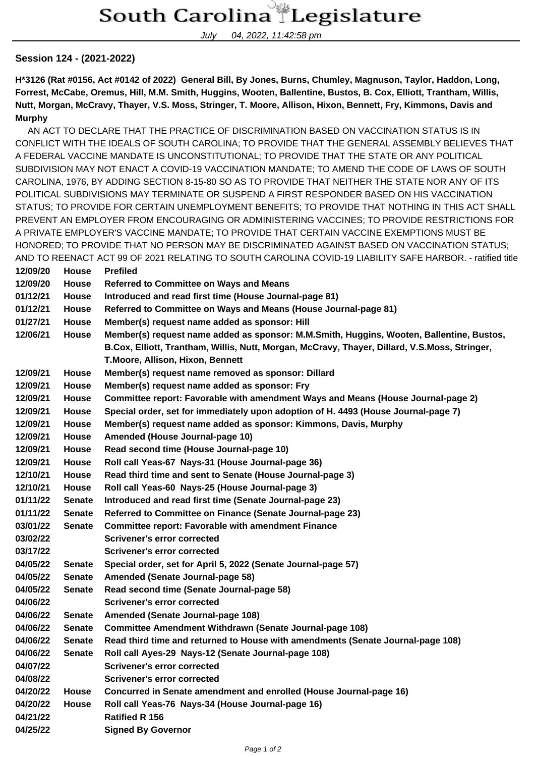# South Carolina Legislature

July 04, 2022, 11:42:58 pm

**Session 124 - (2021-2022)**

**H*3126 (Rat #0156, Act #0142 of 2022) General Bill, By Jones, Burns, Chumley, Magnuson, Taylor, Haddon, Long, Forrest, McCabe, Oremus, Hill, M.M. Smith, Huggins, Wooten, Ballentine, Bustos, B. Cox, Elliott, Trantham, Willis, Nutt, Morgan, McCravy, Thayer, V.S. Moss, Stringer, T. Moore, Allison, Hixon, Bennett, Fry, Kimmons, Davis and Murphy**

AN ACT TO DECLARE THAT THE PRACTICE OF DISCRIMINATION BASED ON VACCINATION STATUS IS IN CONFLICT WITH THE IDEALS OF SOUTH CAROLINA; TO PROVIDE THAT THE GENERAL ASSEMBLY BELIEVES THAT A FEDERAL VACCINE MANDATE IS UNCONSTITUTIONAL; TO PROVIDE THAT THE STATE OR ANY POLITICAL SUBDIVISION MAY NOT ENACT A COVID-19 VACCINATION MANDATE; TO AMEND THE CODE OF LAWS OF SOUTH CAROLINA, 1976, BY ADDING SECTION 8-15-80 SO AS TO PROVIDE THAT NEITHER THE STATE NOR ANY OF ITS POLITICAL SUBDIVISIONS MAY TERMINATE OR SUSPEND A FIRST RESPONDER BASED ON HIS VACCINATION STATUS; TO PROVIDE FOR CERTAIN UNEMPLOYMENT BENEFITS; TO PROVIDE THAT NOTHING IN THIS ACT SHALL PREVENT AN EMPLOYER FROM ENCOURAGING OR ADMINISTERING VACCINES; TO PROVIDE RESTRICTIONS FOR A PRIVATE EMPLOYER'S VACCINE MANDATE; TO PROVIDE THAT CERTAIN VACCINE EXEMPTIONS MUST BE HONORED; TO PROVIDE THAT NO PERSON MAY BE DISCRIMINATED AGAINST BASED ON VACCINATION STATUS; AND TO REENACT ACT 99 OF 2021 RELATING TO SOUTH CAROLINA COVID-19 LIABILITY SAFE HARBOR. - ratified title

| | | |
|---|---|---|
| **12/09/20** | **House** | **Prefiled** |
| **12/09/20** | **House** | **Referred to Committee on Ways and Means** |
| **01/12/21** | **House** | **Introduced and read first time (House Journal-page 81)** |
| **01/12/21** | **House** | **Referred to Committee on Ways and Means (House Journal-page 81)** |
| **01/27/21** | **House** | **Member(s) request name added as sponsor: Hill** |
| **12/06/21** | **House** | **Member(s) request name added as sponsor: M.M.Smith, Huggins, Wooten, Ballentine, Bustos, B.Cox, Elliott, Trantham, Willis, Nutt, Morgan, McCravy, Thayer, Dillard, V.S.Moss, Stringer, T.Moore, Allison, Hixon, Bennett** |
| **12/09/21** | **House** | **Member(s) request name removed as sponsor: Dillard** |
| **12/09/21** | **House** | **Member(s) request name added as sponsor: Fry** |
| **12/09/21** | **House** | **Committee report: Favorable with amendment Ways and Means (House Journal-page 2)** |
| **12/09/21** | **House** | **Special order, set for immediately upon adoption of H. 4493 (House Journal-page 7)** |
| **12/09/21** | **House** | **Member(s) request name added as sponsor: Kimmons, Davis, Murphy** |
| **12/09/21** | **House** | **Amended (House Journal-page 10)** |
| **12/09/21** | **House** | **Read second time (House Journal-page 10)** |
| **12/09/21** | **House** | **Roll call Yeas-67 Nays-31 (House Journal-page 36)** |
| **12/10/21** | **House** | **Read third time and sent to Senate (House Journal-page 3)** |
| **12/10/21** | **House** | **Roll call Yeas-60 Nays-25 (House Journal-page 3)** |
| **01/11/22** | **Senate** | **Introduced and read first time (Senate Journal-page 23)** |
| **01/11/22** | **Senate** | **Referred to Committee on Finance (Senate Journal-page 23)** |
| **03/01/22** | **Senate** | **Committee report: Favorable with amendment Finance** |
| **03/02/22** | | **Scrivener's error corrected** |
| **03/17/22** | | **Scrivener's error corrected** |
| **04/05/22** | **Senate** | **Special order, set for April 5, 2022 (Senate Journal-page 57)** |
| **04/05/22** | **Senate** | **Amended (Senate Journal-page 58)** |
| **04/05/22** | **Senate** | **Read second time (Senate Journal-page 58)** |
| **04/06/22** | | **Scrivener's error corrected** |
| **04/06/22** | **Senate** | **Amended (Senate Journal-page 108)** |
| **04/06/22** | **Senate** | **Committee Amendment Withdrawn (Senate Journal-page 108)** |
| **04/06/22** | **Senate** | **Read third time and returned to House with amendments (Senate Journal-page 108)** |
| **04/06/22** | **Senate** | **Roll call Ayes-29 Nays-12 (Senate Journal-page 108)** |
| **04/07/22** | | **Scrivener's error corrected** |
| **04/08/22** | | **Scrivener's error corrected** |
| **04/20/22** | **House** | **Concurred in Senate amendment and enrolled (House Journal-page 16)** |
| **04/20/22** | **House** | **Roll call Yeas-76 Nays-34 (House Journal-page 16)** |
| **04/21/22** | | **Ratified R 156** |
| **04/25/22** | | **Signed By Governor** |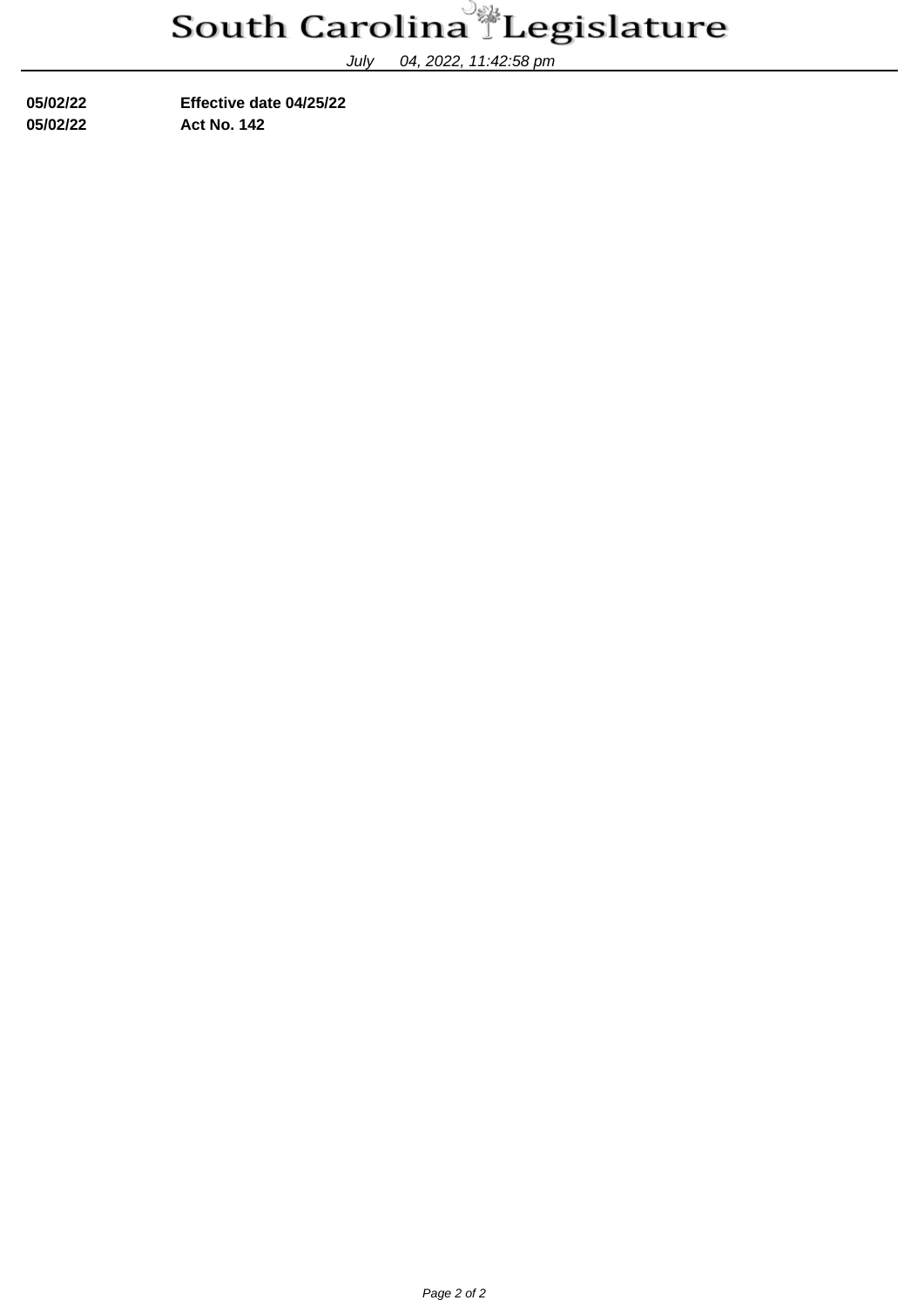| | |
|---|---|
| **05/02/22** | **Effective date 04/25/22** |
| **05/02/22** | **Act No. 142** |